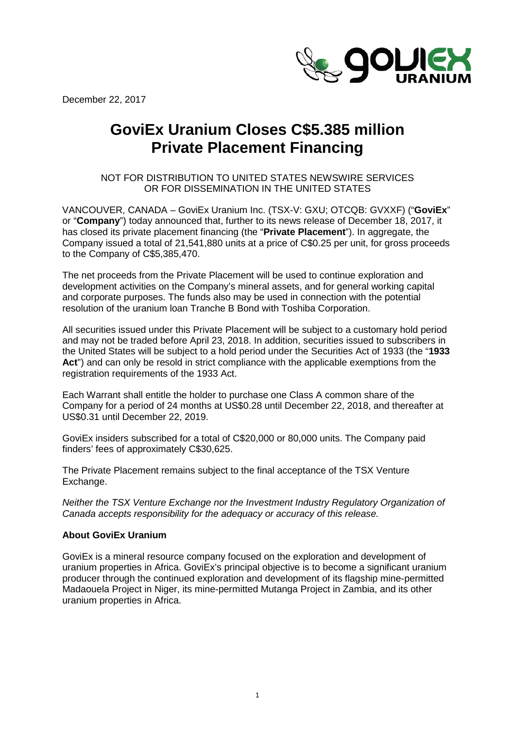December 22, 2017

# GoviEx Uranium Closes C$5.385 million Private Placement Financing

NOT FOR DISTRIBUTION TO UNITED STATES NEWSWIRE SERVICES OR FOR DISSEMINATION IN THE UNITED STATES

VANCOUVER, CANADA – GoviEx Uranium Inc. (TSX-V: GXU; OTCQB: GVXXF) ("**GoviEx**" or "**Company**") today announced that, further to its news release of December 18, 2017, it has closed its private placement financing (the "**Private Placement**"). In aggregate, the Company issued a total of 21,541,880 units at a price of C$0.25 per unit, for gross proceeds to the Company of C$5,385,470.

The net proceeds from the Private Placement will be used to continue exploration and development activities on the Company's mineral assets, and for general working capital and corporate purposes. The funds also may be used in connection with the potential resolution of the uranium loan Tranche B Bond with Toshiba Corporation.

All securities issued under this Private Placement will be subject to a customary hold period and may not be traded before April 23, 2018. In addition, securities issued to subscribers in the United States will be subject to a hold period under the Securities Act of 1933 (the "**1933 Act**") and can only be resold in strict compliance with the applicable exemptions from the registration requirements of the 1933 Act.

Each Warrant shall entitle the holder to purchase one Class A common share of the Company for a period of 24 months at US$0.28 until December 22, 2018, and thereafter at US$0.31 until December 22, 2019.

GoviEx insiders subscribed for a total of C$20,000 or 80,000 units. The Company paid finders' fees of approximately C$30,625.

The Private Placement remains subject to the final acceptance of the TSX Venture Exchange.

*Neither the TSX Venture Exchange nor the Investment Industry Regulatory Organization of Canada accepts responsibility for the adequacy or accuracy of this release.*

### About GoviEx Uranium

GoviEx is a mineral resource company focused on the exploration and development of uranium properties in Africa. GoviEx's principal objective is to become a significant uranium producer through the continued exploration and development of its flagship mine-permitted Madaouela Project in Niger, its mine-permitted Mutanga Project in Zambia, and its other uranium properties in Africa.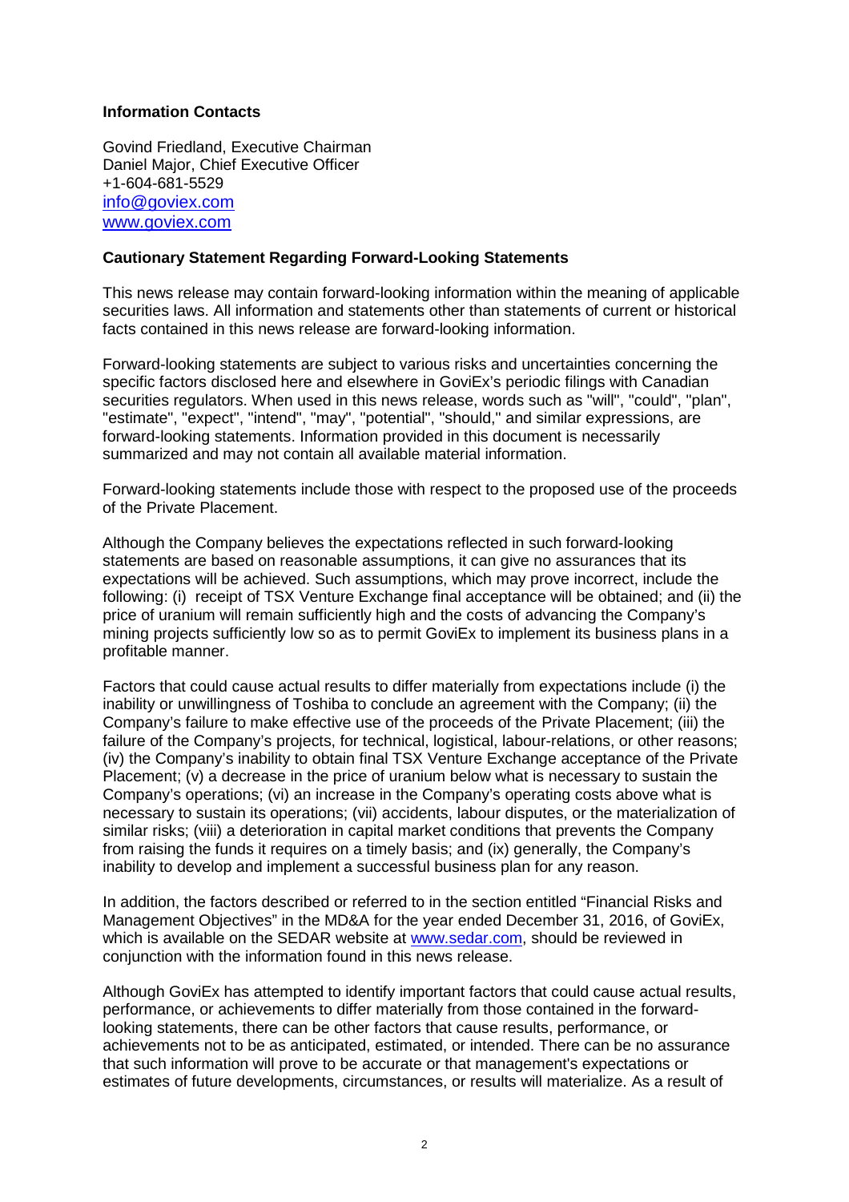**Information Contacts**

Govind Friedland, Executive Chairman
Daniel Major, Chief Executive Officer
+1-604-681-5529
[info@goviex.com](mailto:info@goviex.com)
[www.goviex.com](http://www.goviex.com)

**Cautionary Statement Regarding Forward-Looking Statements**

This news release may contain forward-looking information within the meaning of applicable securities laws. All information and statements other than statements of current or historical facts contained in this news release are forward-looking information.

Forward-looking statements are subject to various risks and uncertainties concerning the specific factors disclosed here and elsewhere in GoviEx's periodic filings with Canadian securities regulators. When used in this news release, words such as "will", "could", "plan", "estimate", "expect", "intend", "may", "potential", "should," and similar expressions, are forward-looking statements. Information provided in this document is necessarily summarized and may not contain all available material information.

Forward-looking statements include those with respect to the proposed use of the proceeds of the Private Placement.

Although the Company believes the expectations reflected in such forward-looking statements are based on reasonable assumptions, it can give no assurances that its expectations will be achieved. Such assumptions, which may prove incorrect, include the following: (i) receipt of TSX Venture Exchange final acceptance will be obtained; and (ii) the price of uranium will remain sufficiently high and the costs of advancing the Company's mining projects sufficiently low so as to permit GoviEx to implement its business plans in a profitable manner.

Factors that could cause actual results to differ materially from expectations include (i) the inability or unwillingness of Toshiba to conclude an agreement with the Company; (ii) the Company's failure to make effective use of the proceeds of the Private Placement; (iii) the failure of the Company's projects, for technical, logistical, labour-relations, or other reasons; (iv) the Company's inability to obtain final TSX Venture Exchange acceptance of the Private Placement; (v) a decrease in the price of uranium below what is necessary to sustain the Company's operations; (vi) an increase in the Company's operating costs above what is necessary to sustain its operations; (vii) accidents, labour disputes, or the materialization of similar risks; (viii) a deterioration in capital market conditions that prevents the Company from raising the funds it requires on a timely basis; and (ix) generally, the Company's inability to develop and implement a successful business plan for any reason.

In addition, the factors described or referred to in the section entitled "Financial Risks and Management Objectives" in the MD&A for the year ended December 31, 2016, of GoviEx, which is available on the SEDAR website at [www.sedar.com](http://www.sedar.com), should be reviewed in conjunction with the information found in this news release.

Although GoviEx has attempted to identify important factors that could cause actual results, performance, or achievements to differ materially from those contained in the forward-looking statements, there can be other factors that cause results, performance, or achievements not to be as anticipated, estimated, or intended. There can be no assurance that such information will prove to be accurate or that management's expectations or estimates of future developments, circumstances, or results will materialize. As a result of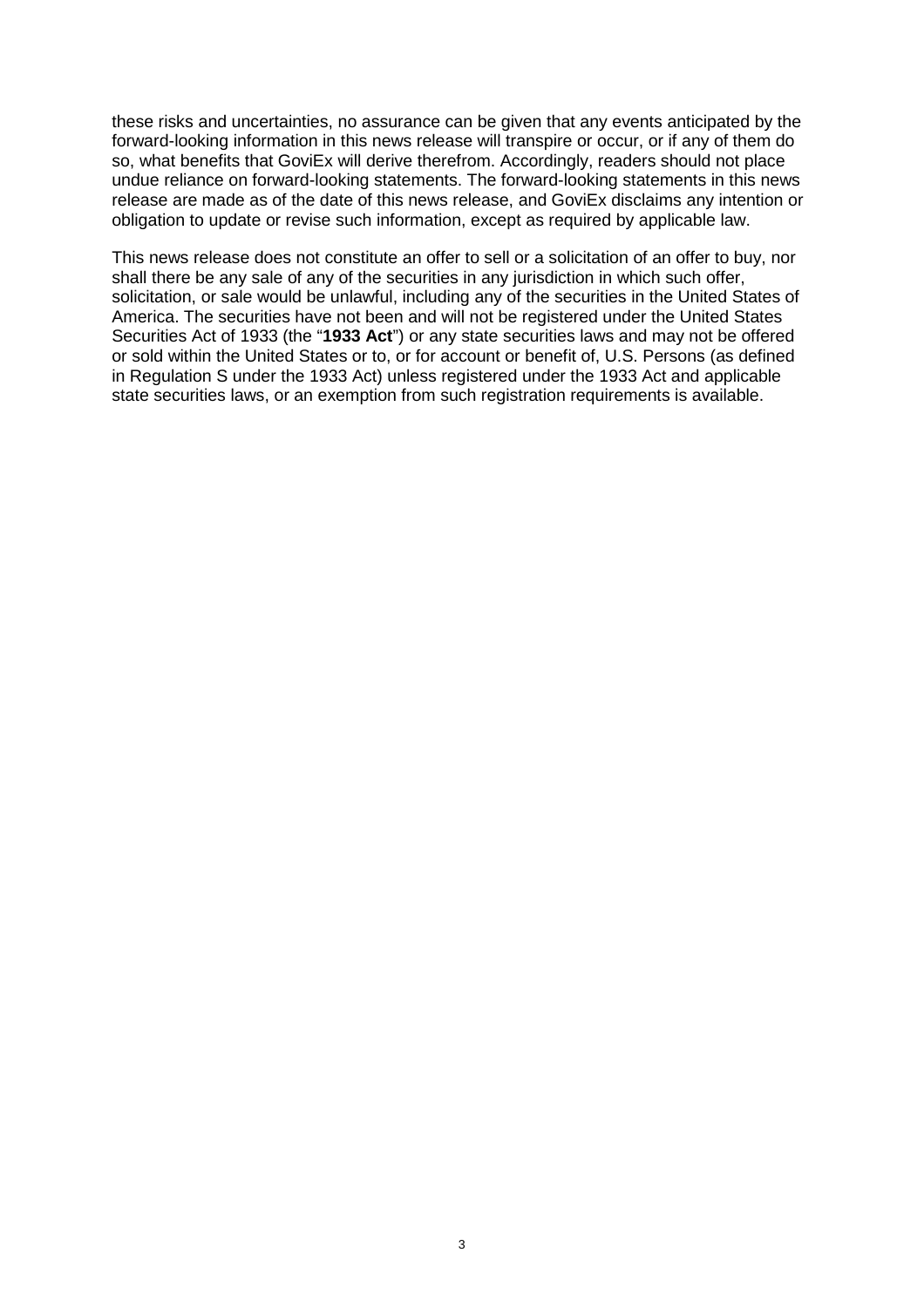these risks and uncertainties, no assurance can be given that any events anticipated by the forward-looking information in this news release will transpire or occur, or if any of them do so, what benefits that GoviEx will derive therefrom. Accordingly, readers should not place undue reliance on forward-looking statements. The forward-looking statements in this news release are made as of the date of this news release, and GoviEx disclaims any intention or obligation to update or revise such information, except as required by applicable law.

This news release does not constitute an offer to sell or a solicitation of an offer to buy, nor shall there be any sale of any of the securities in any jurisdiction in which such offer, solicitation, or sale would be unlawful, including any of the securities in the United States of America. The securities have not been and will not be registered under the United States Securities Act of 1933 (the "**1933 Act**") or any state securities laws and may not be offered or sold within the United States or to, or for account or benefit of, U.S. Persons (as defined in Regulation S under the 1933 Act) unless registered under the 1933 Act and applicable state securities laws, or an exemption from such registration requirements is available.